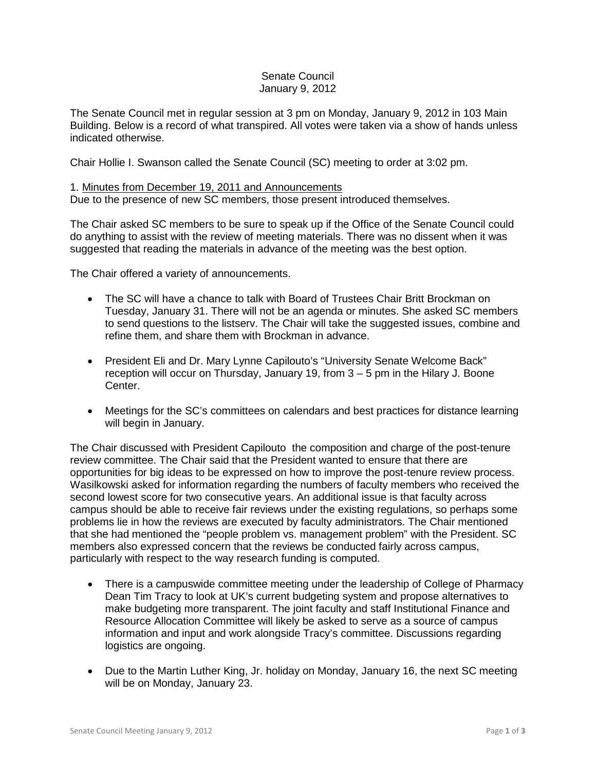Senate Council
January 9, 2012

The Senate Council met in regular session at 3 pm on Monday, January 9, 2012 in 103 Main Building. Below is a record of what transpired. All votes were taken via a show of hands unless indicated otherwise.

Chair Hollie I. Swanson called the Senate Council (SC) meeting to order at 3:02 pm.

1. Minutes from December 19, 2011 and Announcements
Due to the presence of new SC members, those present introduced themselves.

The Chair asked SC members to be sure to speak up if the Office of the Senate Council could do anything to assist with the review of meeting materials. There was no dissent when it was suggested that reading the materials in advance of the meeting was the best option.

The Chair offered a variety of announcements.

- The SC will have a chance to talk with Board of Trustees Chair Britt Brockman on Tuesday, January 31. There will not be an agenda or minutes. She asked SC members to send questions to the listserv. The Chair will take the suggested issues, combine and refine them, and share them with Brockman in advance.

- President Eli and Dr. Mary Lynne Capilouto's "University Senate Welcome Back" reception will occur on Thursday, January 19, from 3 – 5 pm in the Hilary J. Boone Center.

- Meetings for the SC's committees on calendars and best practices for distance learning will begin in January.

The Chair discussed with President Capilouto the composition and charge of the post-tenure review committee. The Chair said that the President wanted to ensure that there are opportunities for big ideas to be expressed on how to improve the post-tenure review process. Wasilkowski asked for information regarding the numbers of faculty members who received the second lowest score for two consecutive years. An additional issue is that faculty across campus should be able to receive fair reviews under the existing regulations, so perhaps some problems lie in how the reviews are executed by faculty administrators. The Chair mentioned that she had mentioned the "people problem vs. management problem" with the President. SC members also expressed concern that the reviews be conducted fairly across campus, particularly with respect to the way research funding is computed.

- There is a campuswide committee meeting under the leadership of College of Pharmacy Dean Tim Tracy to look at UK's current budgeting system and propose alternatives to make budgeting more transparent. The joint faculty and staff Institutional Finance and Resource Allocation Committee will likely be asked to serve as a source of campus information and input and work alongside Tracy's committee. Discussions regarding logistics are ongoing.

- Due to the Martin Luther King, Jr. holiday on Monday, January 16, the next SC meeting will be on Monday, January 23.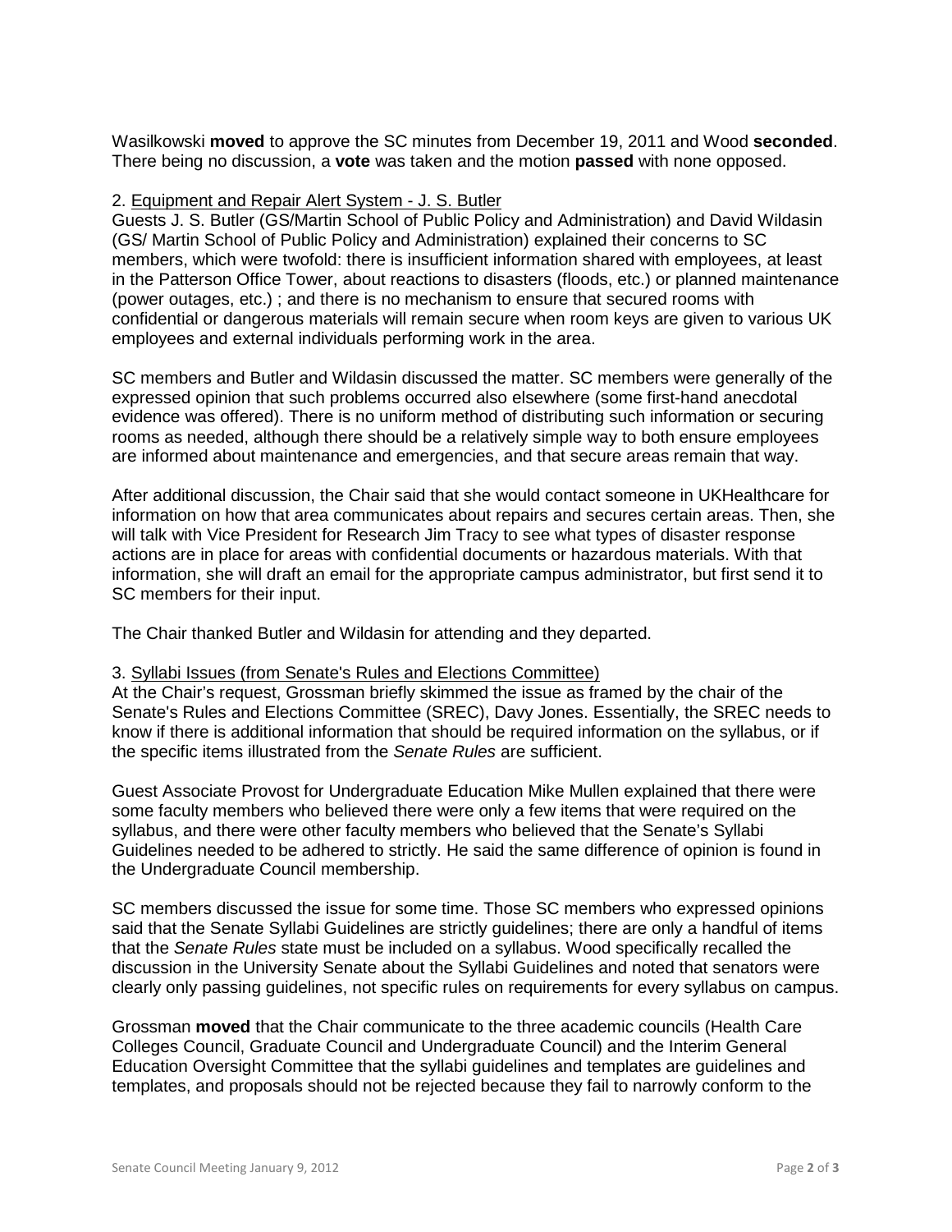Wasilkowski **moved** to approve the SC minutes from December 19, 2011 and Wood **seconded**. There being no discussion, a **vote** was taken and the motion **passed** with none opposed.

2. Equipment and Repair Alert System - J. S. Butler

Guests J. S. Butler (GS/Martin School of Public Policy and Administration) and David Wildasin (GS/ Martin School of Public Policy and Administration) explained their concerns to SC members, which were twofold: there is insufficient information shared with employees, at least in the Patterson Office Tower, about reactions to disasters (floods, etc.) or planned maintenance (power outages, etc.) ; and there is no mechanism to ensure that secured rooms with confidential or dangerous materials will remain secure when room keys are given to various UK employees and external individuals performing work in the area.

SC members and Butler and Wildasin discussed the matter. SC members were generally of the expressed opinion that such problems occurred also elsewhere (some first-hand anecdotal evidence was offered). There is no uniform method of distributing such information or securing rooms as needed, although there should be a relatively simple way to both ensure employees are informed about maintenance and emergencies, and that secure areas remain that way.

After additional discussion, the Chair said that she would contact someone in UKHealthcare for information on how that area communicates about repairs and secures certain areas. Then, she will talk with Vice President for Research Jim Tracy to see what types of disaster response actions are in place for areas with confidential documents or hazardous materials. With that information, she will draft an email for the appropriate campus administrator, but first send it to SC members for their input.

The Chair thanked Butler and Wildasin for attending and they departed.

3. Syllabi Issues (from Senate's Rules and Elections Committee)

At the Chair's request, Grossman briefly skimmed the issue as framed by the chair of the Senate's Rules and Elections Committee (SREC), Davy Jones. Essentially, the SREC needs to know if there is additional information that should be required information on the syllabus, or if the specific items illustrated from the *Senate Rules* are sufficient.

Guest Associate Provost for Undergraduate Education Mike Mullen explained that there were some faculty members who believed there were only a few items that were required on the syllabus, and there were other faculty members who believed that the Senate's Syllabi Guidelines needed to be adhered to strictly. He said the same difference of opinion is found in the Undergraduate Council membership.

SC members discussed the issue for some time. Those SC members who expressed opinions said that the Senate Syllabi Guidelines are strictly guidelines; there are only a handful of items that the *Senate Rules* state must be included on a syllabus. Wood specifically recalled the discussion in the University Senate about the Syllabi Guidelines and noted that senators were clearly only passing guidelines, not specific rules on requirements for every syllabus on campus.

Grossman **moved** that the Chair communicate to the three academic councils (Health Care Colleges Council, Graduate Council and Undergraduate Council) and the Interim General Education Oversight Committee that the syllabi guidelines and templates are guidelines and templates, and proposals should not be rejected because they fail to narrowly conform to the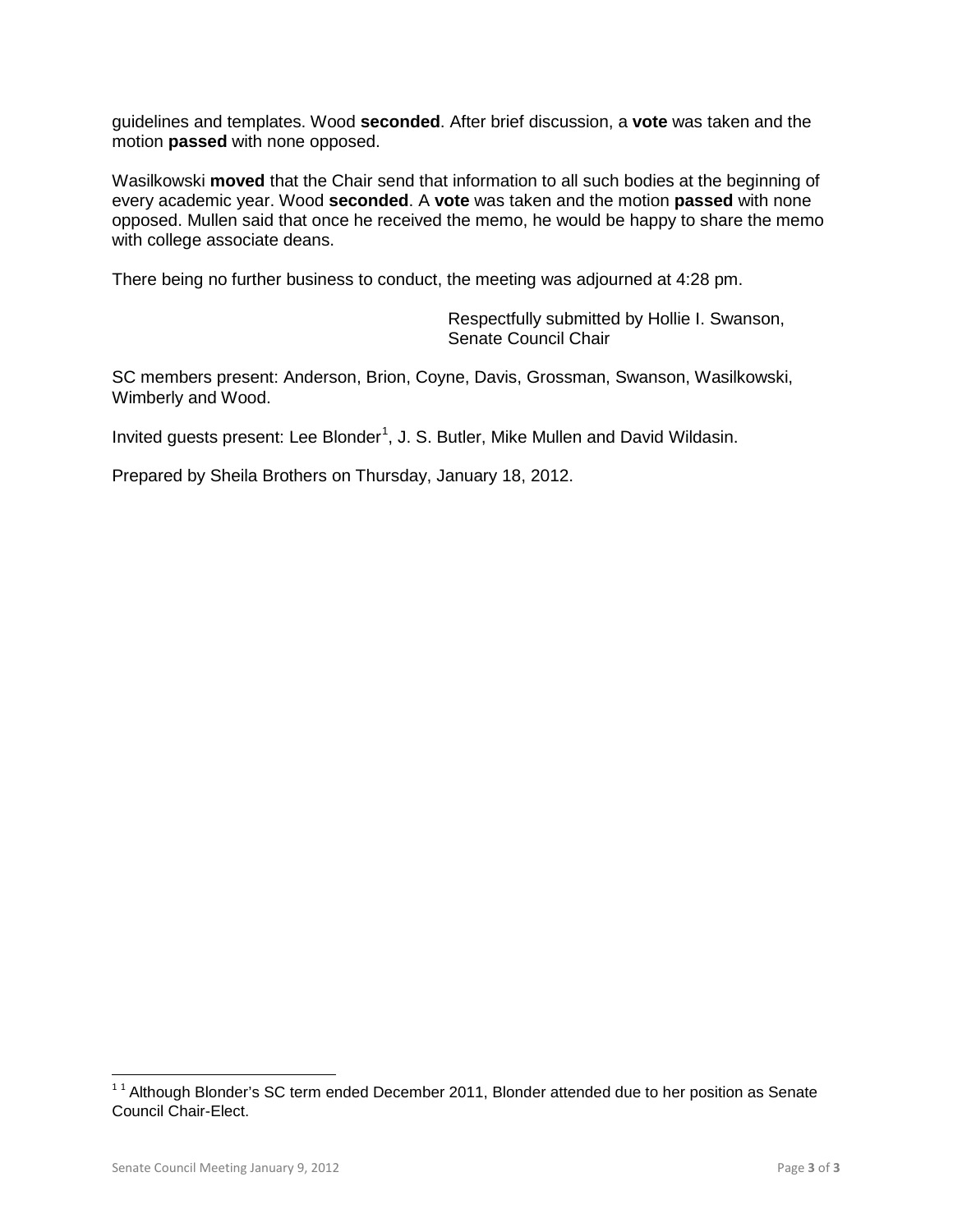guidelines and templates. Wood **seconded**. After brief discussion, a **vote** was taken and the motion **passed** with none opposed.

Wasilkowski **moved** that the Chair send that information to all such bodies at the beginning of every academic year. Wood **seconded**. A **vote** was taken and the motion **passed** with none opposed. Mullen said that once he received the memo, he would be happy to share the memo with college associate deans.

There being no further business to conduct, the meeting was adjourned at 4:28 pm.

Respectfully submitted by Hollie I. Swanson,
Senate Council Chair

SC members present: Anderson, Brion, Coyne, Davis, Grossman, Swanson, Wasilkowski, Wimberly and Wood.

Invited guests present: Lee Blonder[1], J. S. Butler, Mike Mullen and David Wildasin.

Prepared by Sheila Brothers on Thursday, January 18, 2012.

---

[1] [1] Although Blonder's SC term ended December 2011, Blonder attended due to her position as Senate Council Chair-Elect.